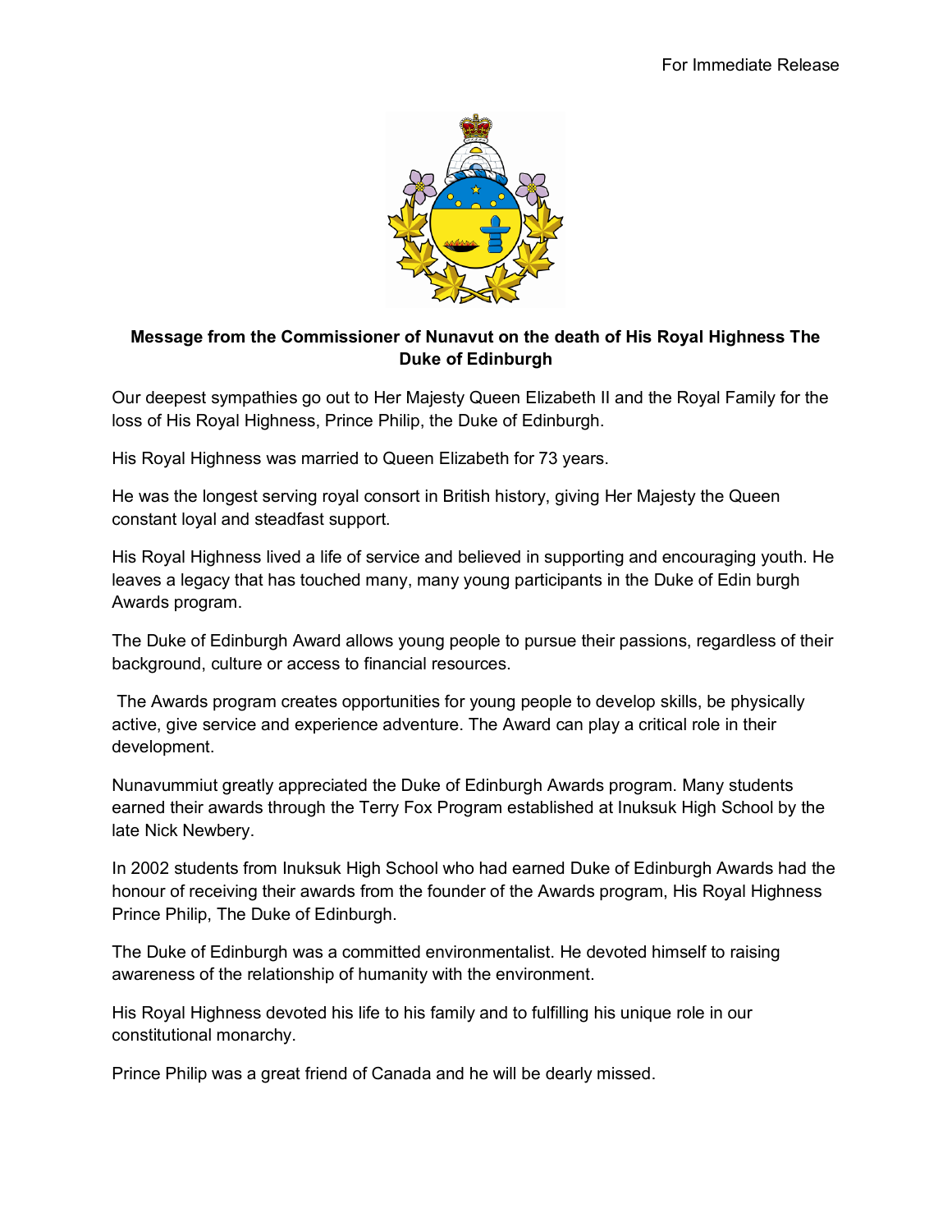For Immediate Release

**Message from the Commissioner of Nunavut on the death of His Royal Highness The Duke of Edinburgh**

Our deepest sympathies go out to Her Majesty Queen Elizabeth II and the Royal Family for the loss of His Royal Highness, Prince Philip, the Duke of Edinburgh.

His Royal Highness was married to Queen Elizabeth for 73 years.

He was the longest serving royal consort in British history, giving Her Majesty the Queen constant loyal and steadfast support.

His Royal Highness lived a life of service and believed in supporting and encouraging youth. He leaves a legacy that has touched many, many young participants in the Duke of Edin burgh Awards program.

The Duke of Edinburgh Award allows young people to pursue their passions, regardless of their background, culture or access to financial resources.

The Awards program creates opportunities for young people to develop skills, be physically active, give service and experience adventure. The Award can play a critical role in their development.

Nunavummiut greatly appreciated the Duke of Edinburgh Awards program. Many students earned their awards through the Terry Fox Program established at Inuksuk High School by the late Nick Newbery.

In 2002 students from Inuksuk High School who had earned Duke of Edinburgh Awards had the honour of receiving their awards from the founder of the Awards program, His Royal Highness Prince Philip, The Duke of Edinburgh.

The Duke of Edinburgh was a committed environmentalist. He devoted himself to raising awareness of the relationship of humanity with the environment.

His Royal Highness devoted his life to his family and to fulfilling his unique role in our constitutional monarchy.

Prince Philip was a great friend of Canada and he will be dearly missed.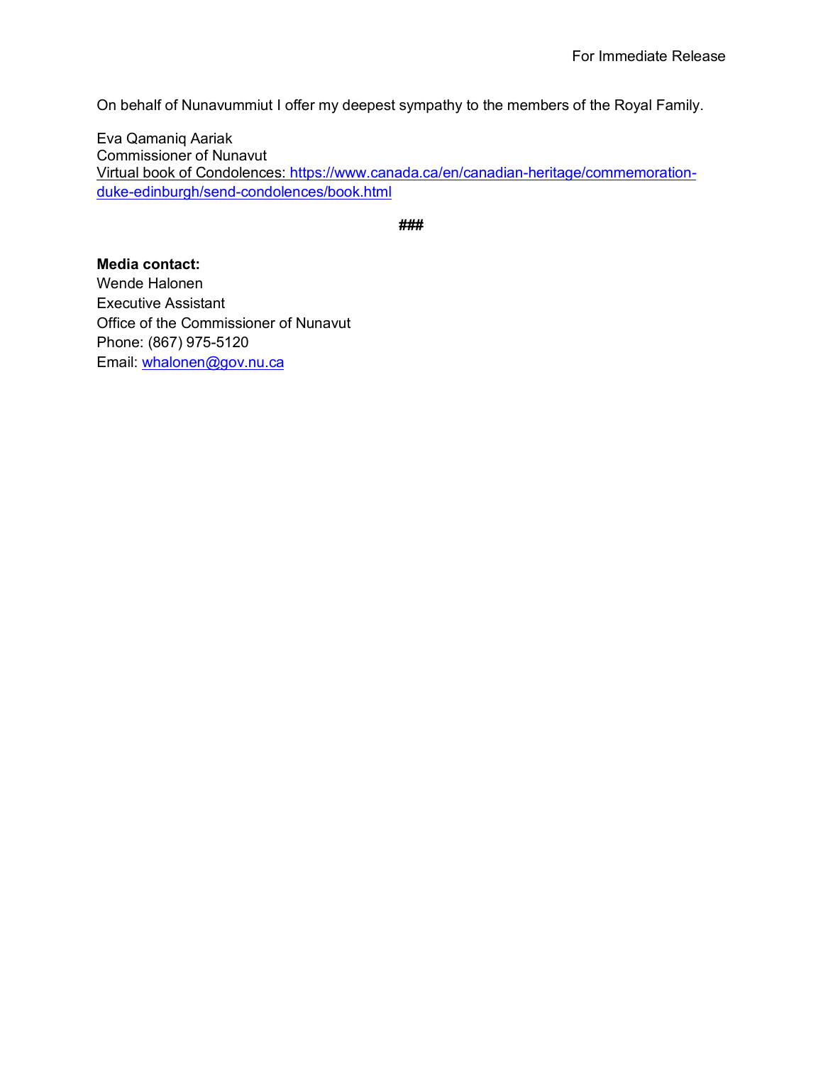For Immediate Release

On behalf of Nunavummiut I offer my deepest sympathy to the members of the Royal Family.

Eva Qamaniq Aariak
Commissioner of Nunavut
Virtual book of Condolences: https://www.canada.ca/en/canadian-heritage/commemoration-duke-edinburgh/send-condolences/book.html

###

**Media contact:**
Wende Halonen
Executive Assistant
Office of the Commissioner of Nunavut
Phone: (867) 975-5120
Email: whalonen@gov.nu.ca